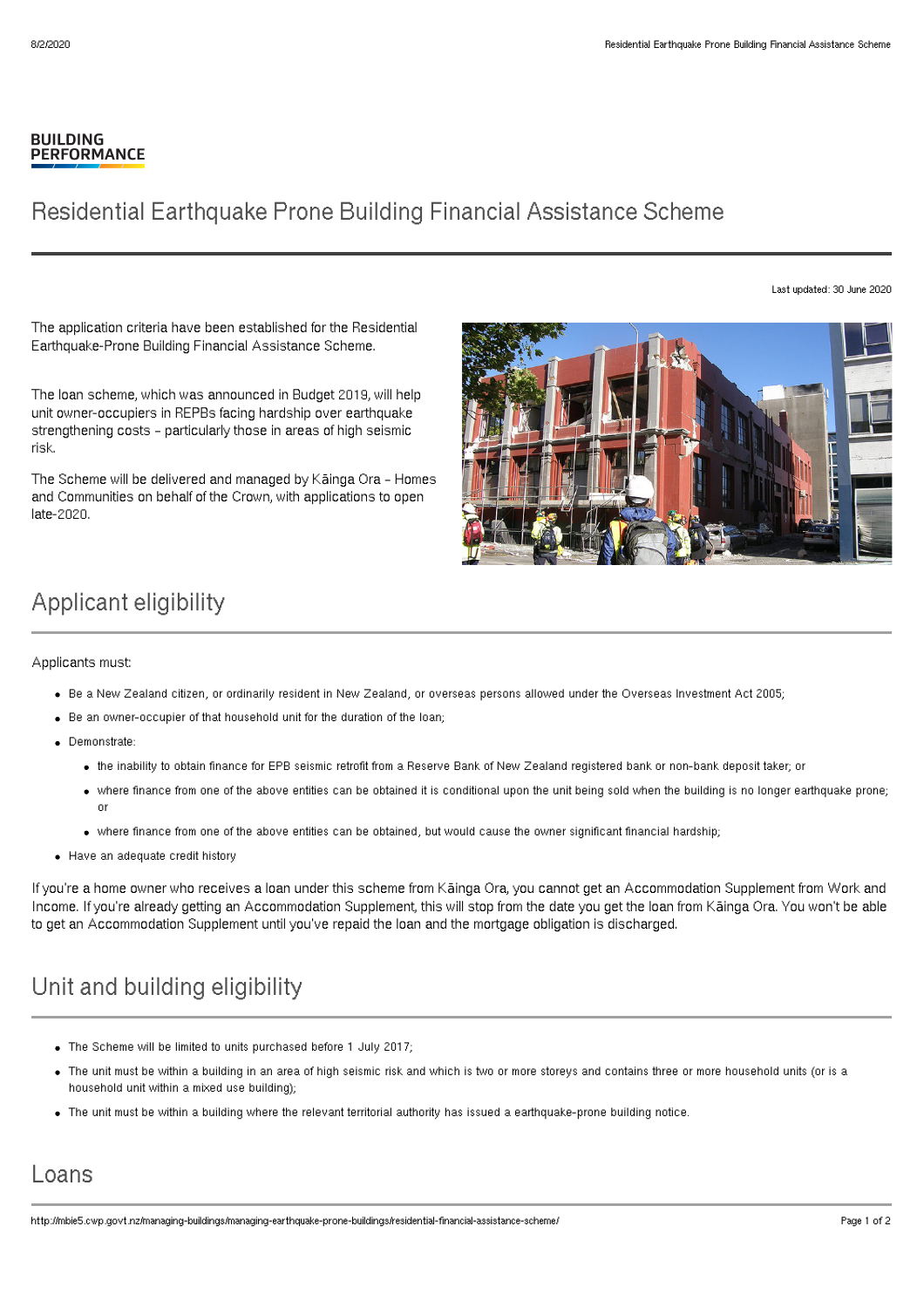BUILDING PERFORMANCE

# Residential Earthquake Prone Building Financial Assistance Scheme

Last updated: 30 June 2020

The application criteria have been established for the Residential Earthquake-Prone Building Financial Assistance Scheme.

The loan scheme, which was announced in Budget 2019, will help unit owner-occupiers in REPBs facing hardship over earthquake strengthening costs – particularly those in areas of high seismic risk.

The Scheme will be delivered and managed by Kāinga Ora – Homes and Communities on behalf of the Crown, with applications to open late-2020.

## Applicant eligibility

Applicants must:

- Be a New Zealand citizen, or ordinarily resident in New Zealand, or overseas persons allowed under the Overseas Investment Act 2005;
- Be an owner-occupier of that household unit for the duration of the loan;
- Demonstrate:
  - the inability to obtain finance for EPB seismic retrofit from a Reserve Bank of New Zealand registered bank or non-bank deposit taker; or
  - where finance from one of the above entities can be obtained it is conditional upon the unit being sold when the building is no longer earthquake prone; or
  - where finance from one of the above entities can be obtained, but would cause the owner significant financial hardship;
- Have an adequate credit history

If you're a home owner who receives a loan under this scheme from Kāinga Ora, you cannot get an Accommodation Supplement from Work and Income. If you're already getting an Accommodation Supplement, this will stop from the date you get the loan from Kāinga Ora. You won't be able to get an Accommodation Supplement until you've repaid the loan and the mortgage obligation is discharged.

## Unit and building eligibility

- The Scheme will be limited to units purchased before 1 July 2017;
- The unit must be within a building in an area of high seismic risk and which is two or more storeys and contains three or more household units (or is a household unit within a mixed use building);
- The unit must be within a building where the relevant territorial authority has issued a earthquake-prone building notice.

## Loans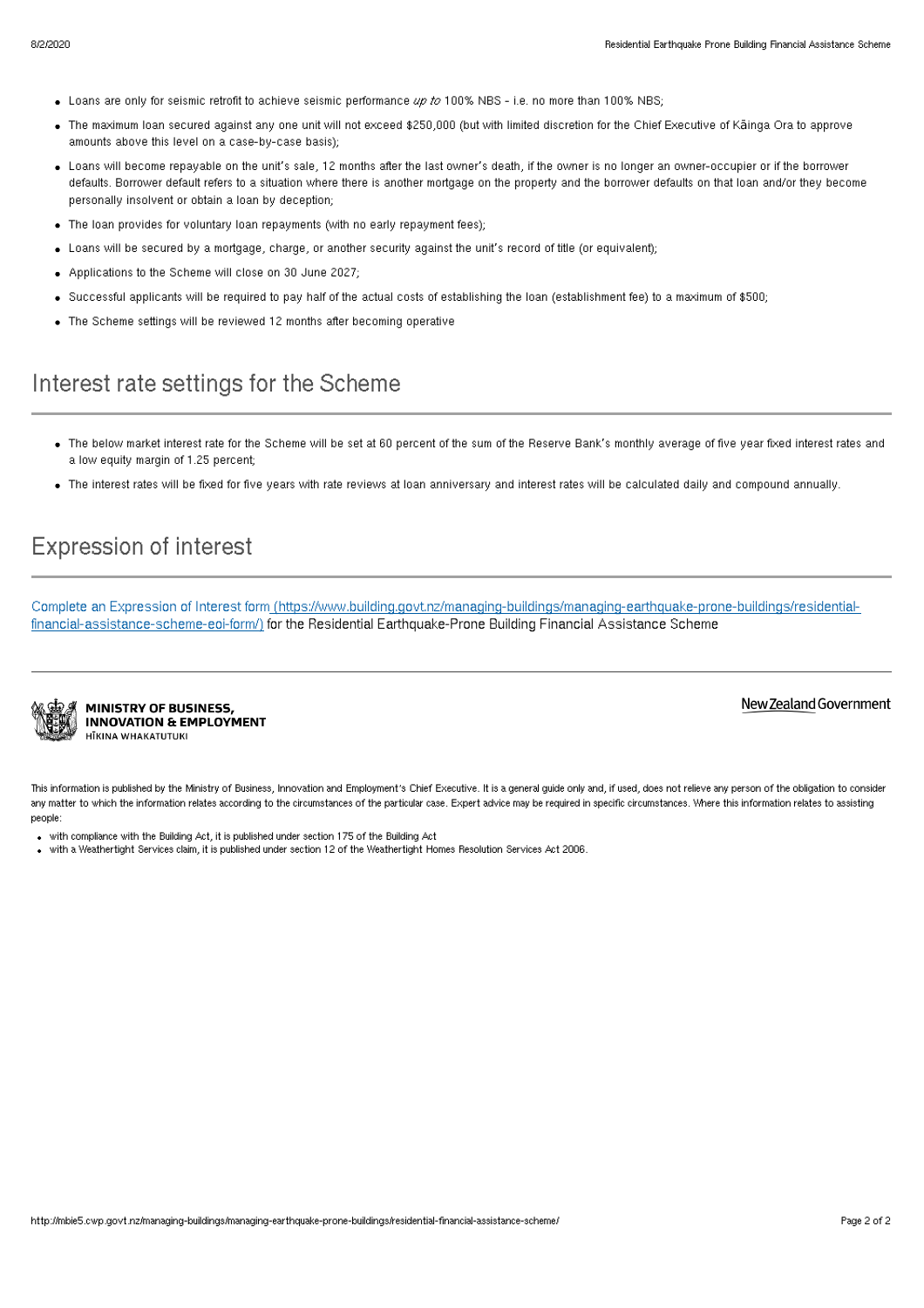- Loans are only for seismic retrofit to achieve seismic performance *up to* 100% NBS - i.e. no more than 100% NBS;
- The maximum loan secured against any one unit will not exceed $250,000 (but with limited discretion for the Chief Executive of Kāinga Ora to approve amounts above this level on a case-by-case basis);
- Loans will become repayable on the unit's sale, 12 months after the last owner's death, if the owner is no longer an owner-occupier or if the borrower defaults. Borrower default refers to a situation where there is another mortgage on the property and the borrower defaults on that loan and/or they become personally insolvent or obtain a loan by deception;
- The loan provides for voluntary loan repayments (with no early repayment fees);
- Loans will be secured by a mortgage, charge, or another security against the unit's record of title (or equivalent);
- Applications to the Scheme will close on 30 June 2027;
- Successful applicants will be required to pay half of the actual costs of establishing the loan (establishment fee) to a maximum of $500;
- The Scheme settings will be reviewed 12 months after becoming operative

## Interest rate settings for the Scheme

- The below market interest rate for the Scheme will be set at 60 percent of the sum of the Reserve Bank's monthly average of five year fixed interest rates and a low equity margin of 1.25 percent;
- The interest rates will be fixed for five years with rate reviews at loan anniversary and interest rates will be calculated daily and compound annually.

## Expression of interest

Complete an Expression of Interest form (https://www.building.govt.nz/managing-buildings/managing-earthquake-prone-buildings/residential-financial-assistance-scheme-eoi-form/) for the Residential Earthquake-Prone Building Financial Assistance Scheme

**MINISTRY OF BUSINESS, INNOVATION & EMPLOYMENT**
HĪKINA WHAKATUTUKI

New Zealand Government

This information is published by the Ministry of Business, Innovation and Employment's Chief Executive. It is a general guide only and, if used, does not relieve any person of the obligation to consider any matter to which the information relates according to the circumstances of the particular case. Expert advice may be required in specific circumstances. Where this information relates to assisting people:

- with compliance with the Building Act, it is published under section 175 of the Building Act
- with a Weathertight Services claim, it is published under section 12 of the Weathertight Homes Resolution Services Act 2006.